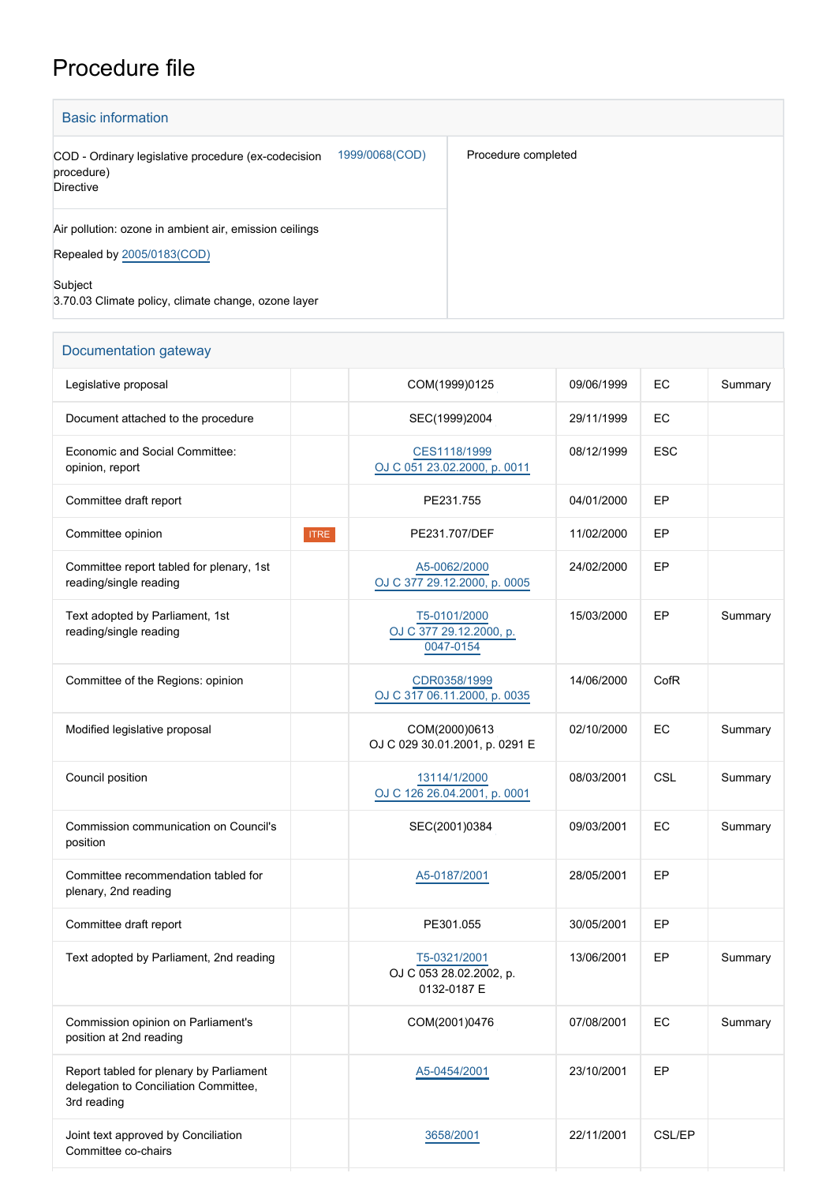# Procedure file

## Basic information

| | | |
|---|---|---|
| COD - Ordinary legislative procedure (ex-codecision procedure)<br>Directive | 1999/0068(COD) | Procedure completed |
| Air pollution: ozone in ambient air, emission ceilings<br><br>Repealed by 2005/0183(COD)<br><br>Subject<br>3.70.03 Climate policy, climate change, ozone layer | | |

## Documentation gateway

| | | | | | |
|---|---|---|---|---|---|
| Legislative proposal | | COM(1999)0125 | 09/06/1999 | EC | Summary |
| Document attached to the procedure | | SEC(1999)2004 | 29/11/1999 | EC | |
| Economic and Social Committee: opinion, report | | CES1118/1999<br>OJ C 051 23.02.2000, p. 0011 | 08/12/1999 | ESC | |
| Committee draft report | | PE231.755 | 04/01/2000 | EP | |
| Committee opinion | ITRE | PE231.707/DEF | 11/02/2000 | EP | |
| Committee report tabled for plenary, 1st reading/single reading | | A5-0062/2000<br>OJ C 377 29.12.2000, p. 0005 | 24/02/2000 | EP | |
| Text adopted by Parliament, 1st reading/single reading | | T5-0101/2000<br>OJ C 377 29.12.2000, p. 0047-0154 | 15/03/2000 | EP | Summary |
| Committee of the Regions: opinion | | CDR0358/1999<br>OJ C 317 06.11.2000, p. 0035 | 14/06/2000 | CofR | |
| Modified legislative proposal | | COM(2000)0613<br>OJ C 029 30.01.2001, p. 0291 E | 02/10/2000 | EC | Summary |
| Council position | | 13114/1/2000<br>OJ C 126 26.04.2001, p. 0001 | 08/03/2001 | CSL | Summary |
| Commission communication on Council's position | | SEC(2001)0384 | 09/03/2001 | EC | Summary |
| Committee recommendation tabled for plenary, 2nd reading | | A5-0187/2001 | 28/05/2001 | EP | |
| Committee draft report | | PE301.055 | 30/05/2001 | EP | |
| Text adopted by Parliament, 2nd reading | | T5-0321/2001<br>OJ C 053 28.02.2002, p. 0132-0187 E | 13/06/2001 | EP | Summary |
| Commission opinion on Parliament's position at 2nd reading | | COM(2001)0476 | 07/08/2001 | EC | Summary |
| Report tabled for plenary by Parliament delegation to Conciliation Committee, 3rd reading | | A5-0454/2001 | 23/10/2001 | EP | |
| Joint text approved by Conciliation Committee co-chairs | | 3658/2001 | 22/11/2001 | CSL/EP | |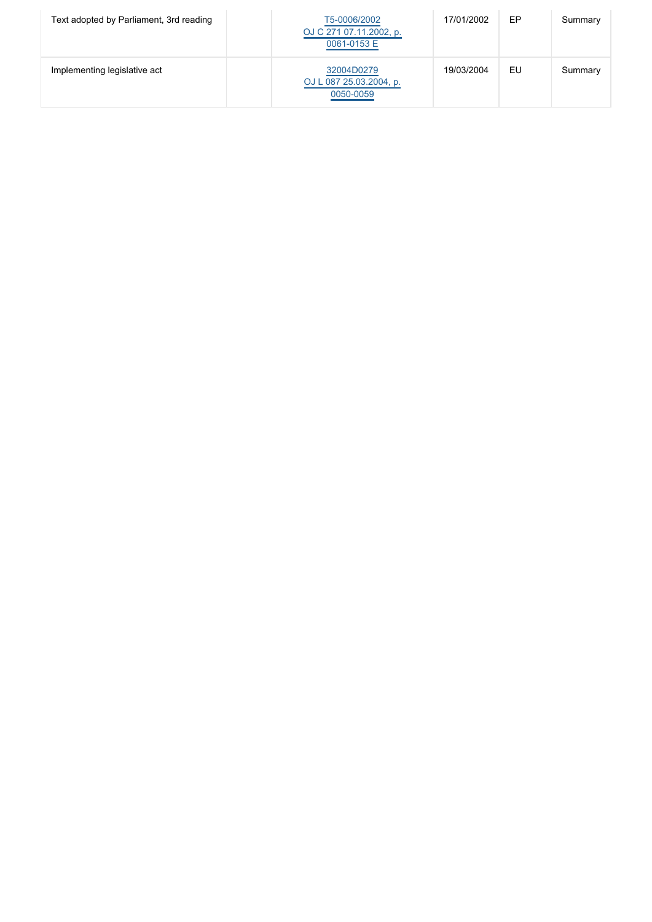| | | | | | |
|---|---|---|---|---|---|
| Text adopted by Parliament, 3rd reading | | T5-0006/2002 OJ C 271 07.11.2002, p. 0061-0153 E | 17/01/2002 | EP | Summary |
| Implementing legislative act | | 32004D0279 OJ L 087 25.03.2004, p. 0050-0059 | 19/03/2004 | EU | Summary |